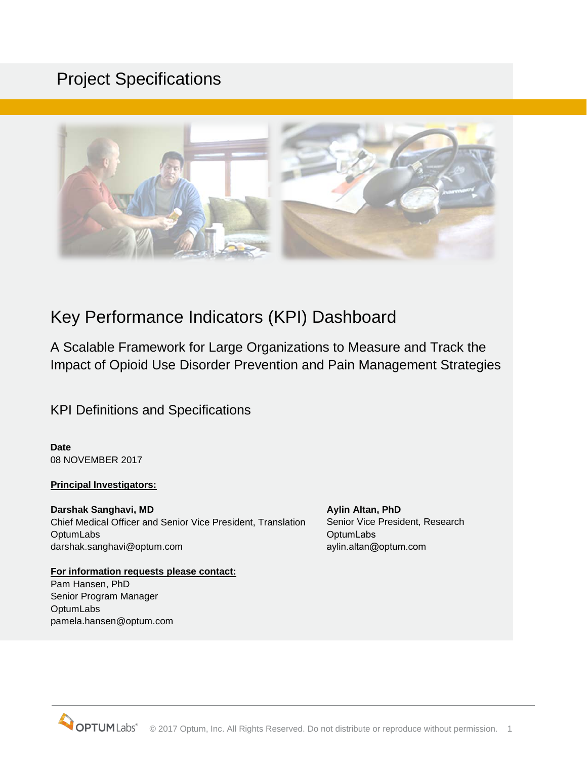# Project Specifications

# Key Performance Indicators (KPI) Dashboard

## A Scalable Framework for Large Organizations to Measure and Track the Impact of Opioid Use Disorder Prevention and Pain Management Strategies

## KPI Definitions and Specifications

**Date**
08 NOVEMBER 2017

**Principal Investigators:**

**Darshak Sanghavi, MD**
Chief Medical Officer and Senior Vice President, Translation
OptumLabs
darshak.sanghavi@optum.com

**Aylin Altan, PhD**
Senior Vice President, Research
OptumLabs
aylin.altan@optum.com

**For information requests please contact:**
Pam Hansen, PhD
Senior Program Manager
OptumLabs
pamela.hansen@optum.com

© 2017 Optum, Inc. All Rights Reserved. Do not distribute or reproduce without permission.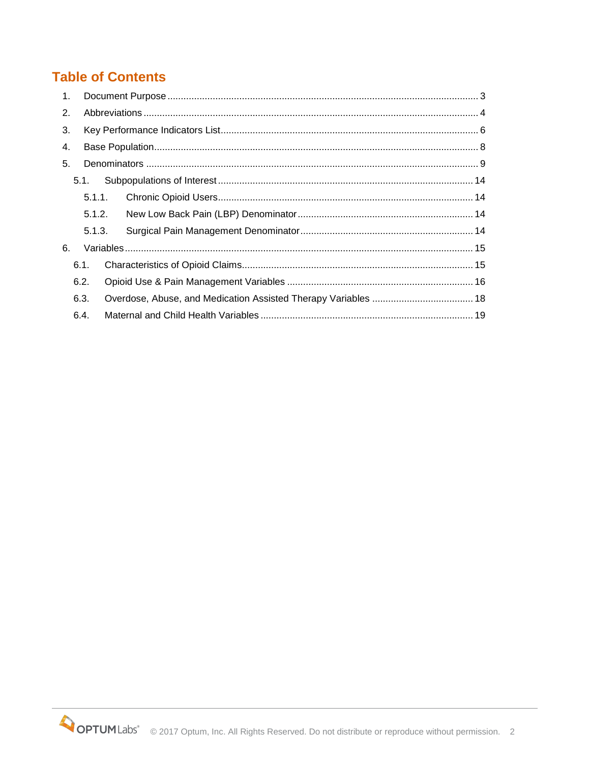## Table of Contents

1. Document Purpose ........ 3
2. Abbreviations ........ 4
3. Key Performance Indicators List ........ 6
4. Base Population ........ 8
5. Denominators ........ 9
   - 5.1. Subpopulations of Interest ........ 14
     - 5.1.1. Chronic Opioid Users ........ 14
     - 5.1.2. New Low Back Pain (LBP) Denominator ........ 14
     - 5.1.3. Surgical Pain Management Denominator ........ 14
6. Variables ........ 15
   - 6.1. Characteristics of Opioid Claims ........ 15
   - 6.2. Opioid Use & Pain Management Variables ........ 16
   - 6.3. Overdose, Abuse, and Medication Assisted Therapy Variables ........ 18
   - 6.4. Maternal and Child Health Variables ........ 19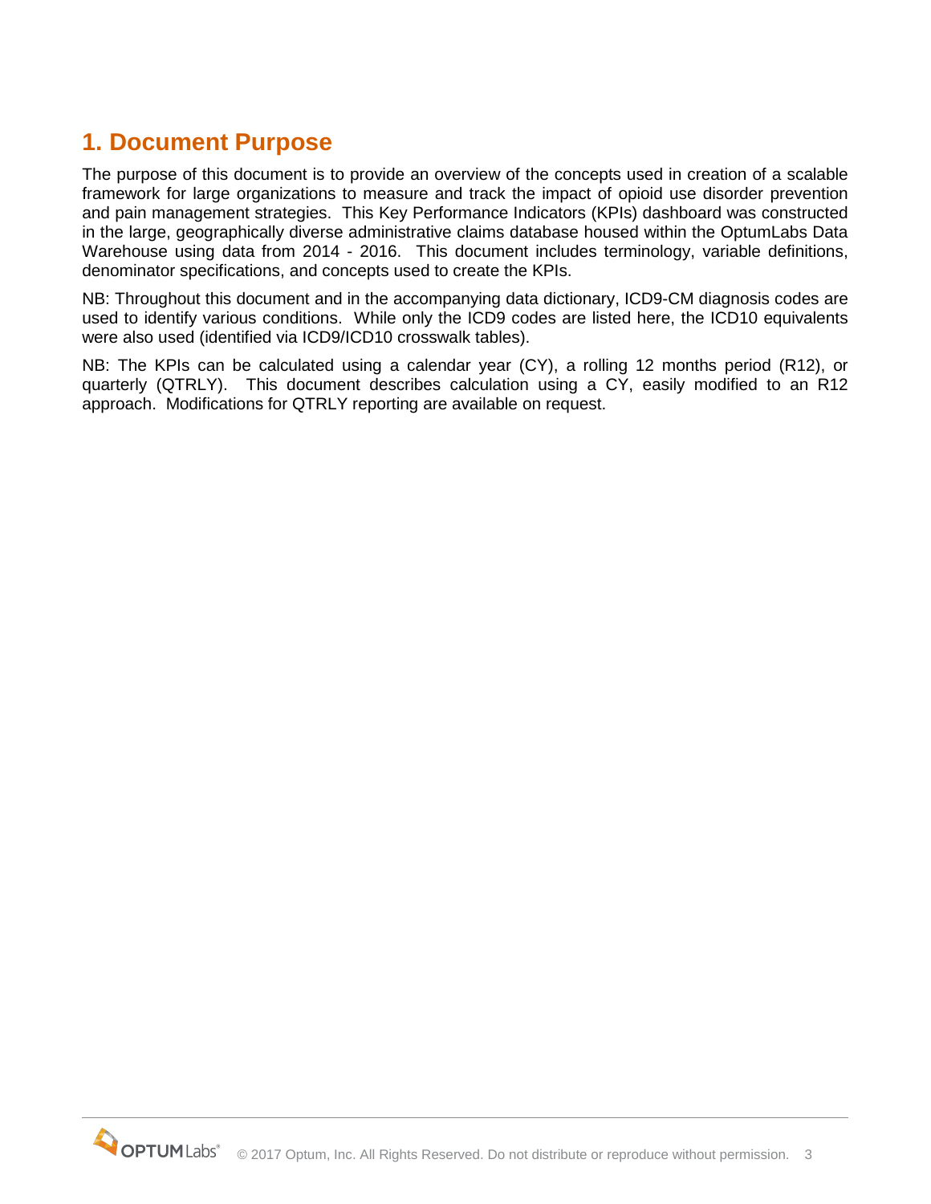## 1. Document Purpose

The purpose of this document is to provide an overview of the concepts used in creation of a scalable framework for large organizations to measure and track the impact of opioid use disorder prevention and pain management strategies. This Key Performance Indicators (KPIs) dashboard was constructed in the large, geographically diverse administrative claims database housed within the OptumLabs Data Warehouse using data from 2014 - 2016. This document includes terminology, variable definitions, denominator specifications, and concepts used to create the KPIs.

NB: Throughout this document and in the accompanying data dictionary, ICD9-CM diagnosis codes are used to identify various conditions. While only the ICD9 codes are listed here, the ICD10 equivalents were also used (identified via ICD9/ICD10 crosswalk tables).

NB: The KPIs can be calculated using a calendar year (CY), a rolling 12 months period (R12), or quarterly (QTRLY). This document describes calculation using a CY, easily modified to an R12 approach. Modifications for QTRLY reporting are available on request.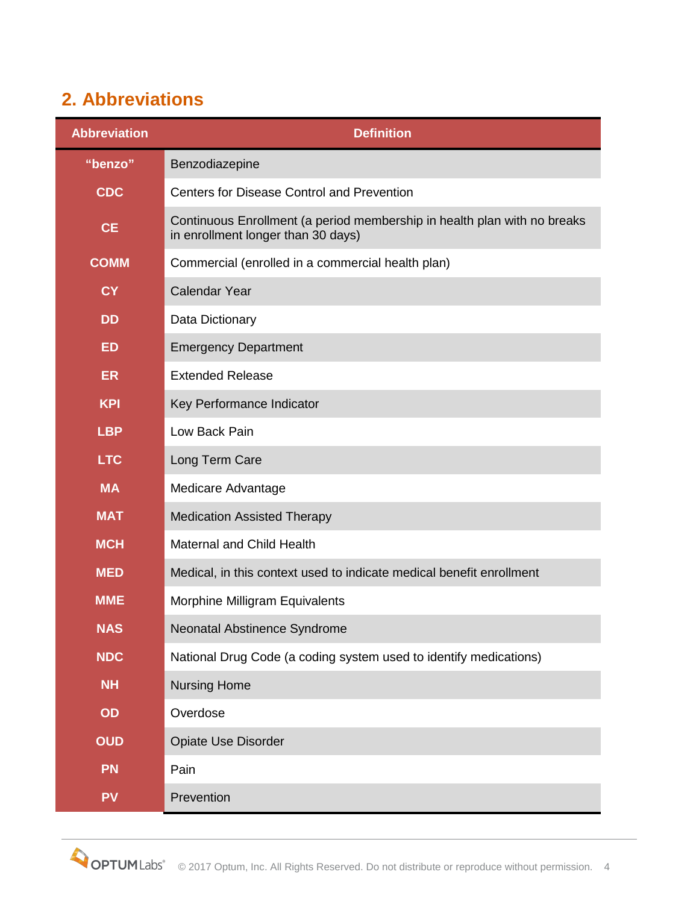## 2. Abbreviations

| Abbreviation | Definition |
|---|---|
| "benzo" | Benzodiazepine |
| CDC | Centers for Disease Control and Prevention |
| CE | Continuous Enrollment (a period membership in health plan with no breaks in enrollment longer than 30 days) |
| COMM | Commercial (enrolled in a commercial health plan) |
| CY | Calendar Year |
| DD | Data Dictionary |
| ED | Emergency Department |
| ER | Extended Release |
| KPI | Key Performance Indicator |
| LBP | Low Back Pain |
| LTC | Long Term Care |
| MA | Medicare Advantage |
| MAT | Medication Assisted Therapy |
| MCH | Maternal and Child Health |
| MED | Medical, in this context used to indicate medical benefit enrollment |
| MME | Morphine Milligram Equivalents |
| NAS | Neonatal Abstinence Syndrome |
| NDC | National Drug Code (a coding system used to identify medications) |
| NH | Nursing Home |
| OD | Overdose |
| OUD | Opiate Use Disorder |
| PN | Pain |
| PV | Prevention |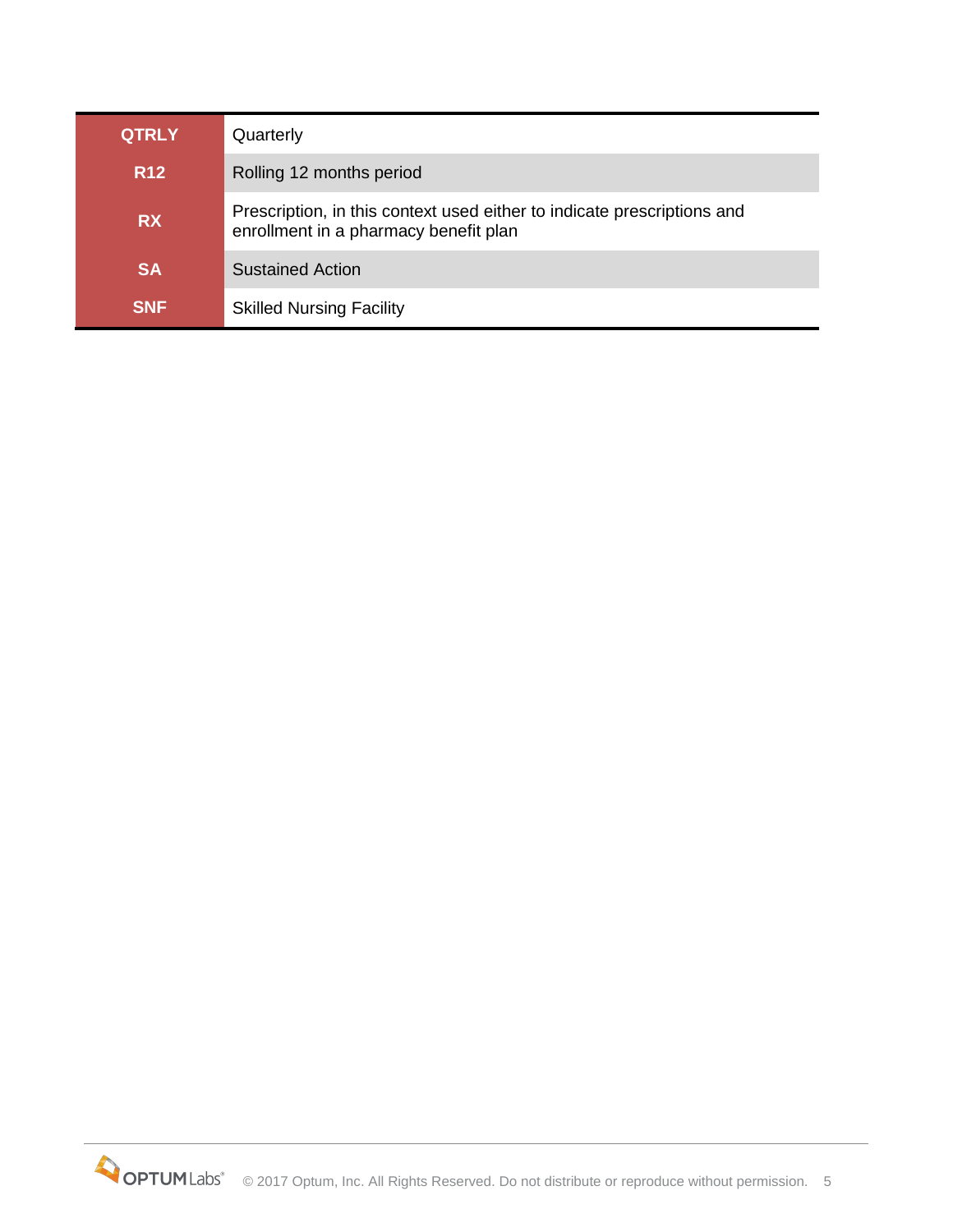| | |
|---|---|
| **QTRLY** | Quarterly |
| **R12** | Rolling 12 months period |
| **RX** | Prescription, in this context used either to indicate prescriptions and enrollment in a pharmacy benefit plan |
| **SA** | Sustained Action |
| **SNF** | Skilled Nursing Facility |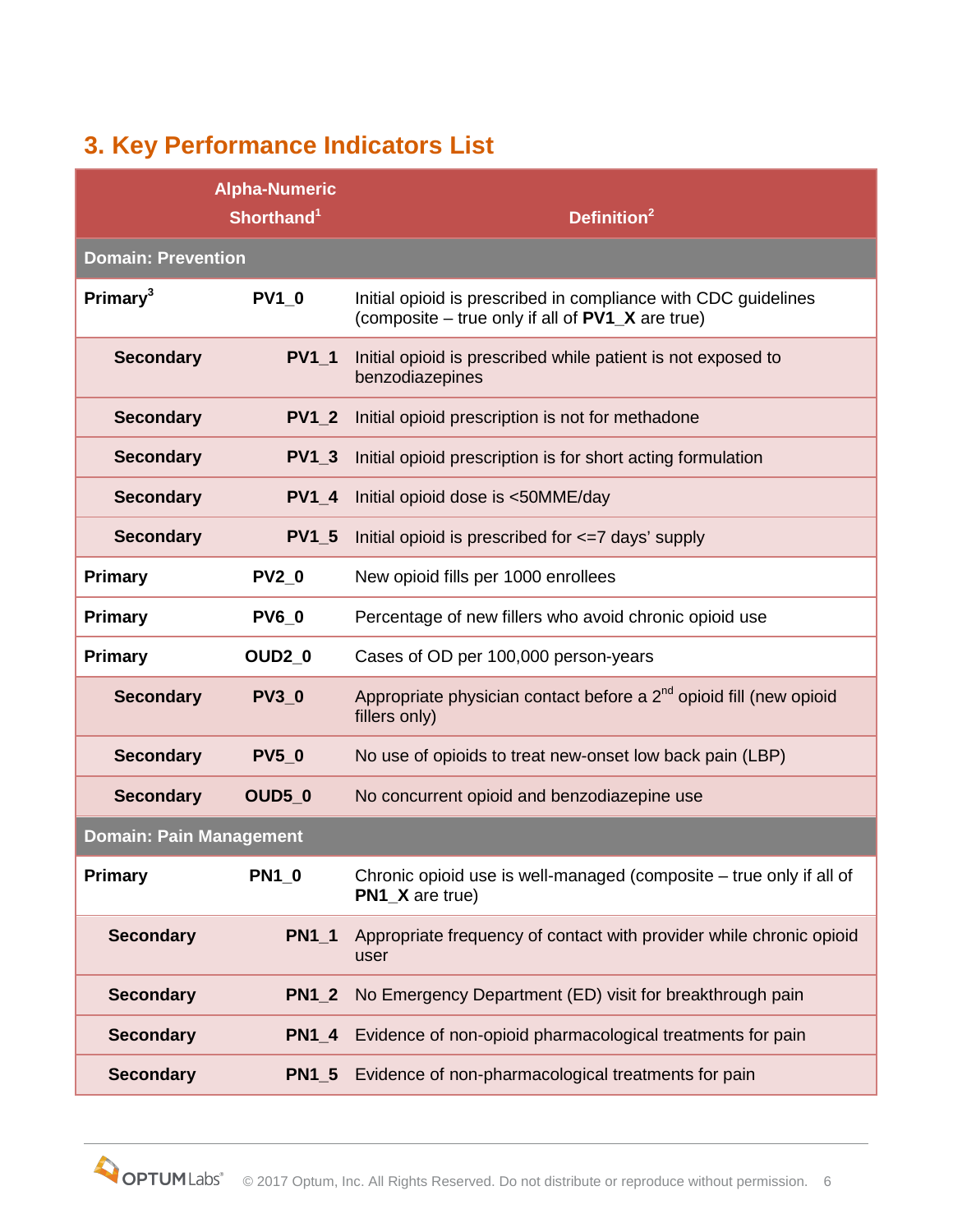## 3. Key Performance Indicators List

| | Alpha-Numeric Shorthand[1] | Definition[2] |
|---|---|---|
| **Domain: Prevention** | | |
| **Primary[3]** | **PV1_0** | Initial opioid is prescribed in compliance with CDC guidelines (composite – true only if all of **PV1_X** are true) |
| **Secondary** | **PV1_1** | Initial opioid is prescribed while patient is not exposed to benzodiazepines |
| **Secondary** | **PV1_2** | Initial opioid prescription is not for methadone |
| **Secondary** | **PV1_3** | Initial opioid prescription is for short acting formulation |
| **Secondary** | **PV1_4** | Initial opioid dose is <50MME/day |
| **Secondary** | **PV1_5** | Initial opioid is prescribed for <=7 days' supply |
| **Primary** | **PV2_0** | New opioid fills per 1000 enrollees |
| **Primary** | **PV6_0** | Percentage of new fillers who avoid chronic opioid use |
| **Primary** | **OUD2_0** | Cases of OD per 100,000 person-years |
| **Secondary** | **PV3_0** | Appropriate physician contact before a 2nd opioid fill (new opioid fillers only) |
| **Secondary** | **PV5_0** | No use of opioids to treat new-onset low back pain (LBP) |
| **Secondary** | **OUD5_0** | No concurrent opioid and benzodiazepine use |
| **Domain: Pain Management** | | |
| **Primary** | **PN1_0** | Chronic opioid use is well-managed (composite – true only if all of **PN1_X** are true) |
| **Secondary** | **PN1_1** | Appropriate frequency of contact with provider while chronic opioid user |
| **Secondary** | **PN1_2** | No Emergency Department (ED) visit for breakthrough pain |
| **Secondary** | **PN1_4** | Evidence of non-opioid pharmacological treatments for pain |
| **Secondary** | **PN1_5** | Evidence of non-pharmacological treatments for pain |

© 2017 Optum, Inc. All Rights Reserved. Do not distribute or reproduce without permission.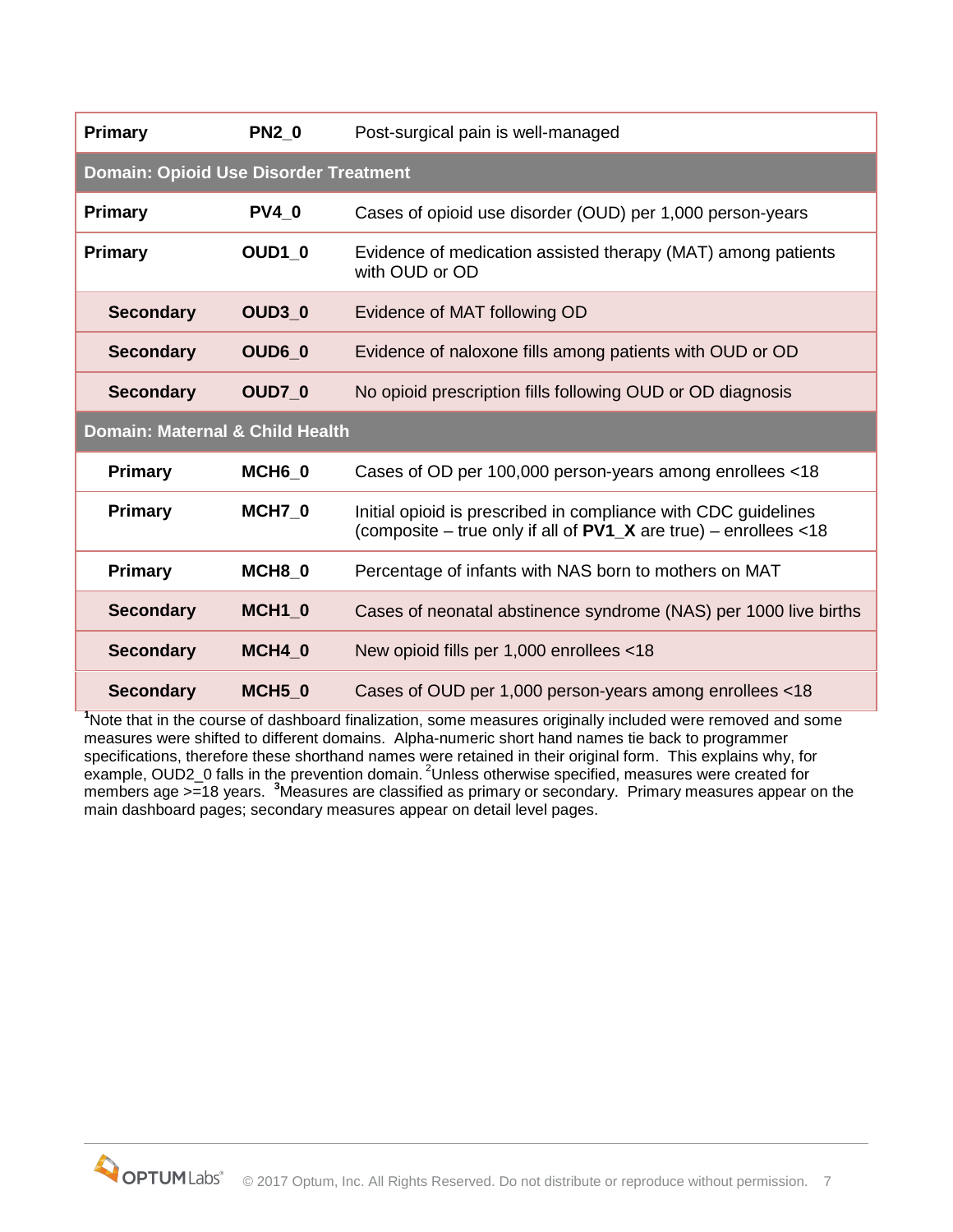| | | |
|---|---|---|
| **Primary** | **PN2_0** | Post-surgical pain is well-managed |
| **Domain: Opioid Use Disorder Treatment** | | |
| **Primary** | **PV4_0** | Cases of opioid use disorder (OUD) per 1,000 person-years |
| **Primary** | **OUD1_0** | Evidence of medication assisted therapy (MAT) among patients with OUD or OD |
| **Secondary** | **OUD3_0** | Evidence of MAT following OD |
| **Secondary** | **OUD6_0** | Evidence of naloxone fills among patients with OUD or OD |
| **Secondary** | **OUD7_0** | No opioid prescription fills following OUD or OD diagnosis |
| **Domain: Maternal & Child Health** | | |
| **Primary** | **MCH6_0** | Cases of OD per 100,000 person-years among enrollees <18 |
| **Primary** | **MCH7_0** | Initial opioid is prescribed in compliance with CDC guidelines (composite – true only if all of **PV1_X** are true) – enrollees <18 |
| **Primary** | **MCH8_0** | Percentage of infants with NAS born to mothers on MAT |
| **Secondary** | **MCH1_0** | Cases of neonatal abstinence syndrome (NAS) per 1000 live births |
| **Secondary** | **MCH4_0** | New opioid fills per 1,000 enrollees <18 |
| **Secondary** | **MCH5_0** | Cases of OUD per 1,000 person-years among enrollees <18 |

[1]Note that in the course of dashboard finalization, some measures originally included were removed and some measures were shifted to different domains. Alpha-numeric short hand names tie back to programmer specifications, therefore these shorthand names were retained in their original form. This explains why, for example, OUD2_0 falls in the prevention domain. [2]Unless otherwise specified, measures were created for members age >=18 years. [3]Measures are classified as primary or secondary. Primary measures appear on the main dashboard pages; secondary measures appear on detail level pages.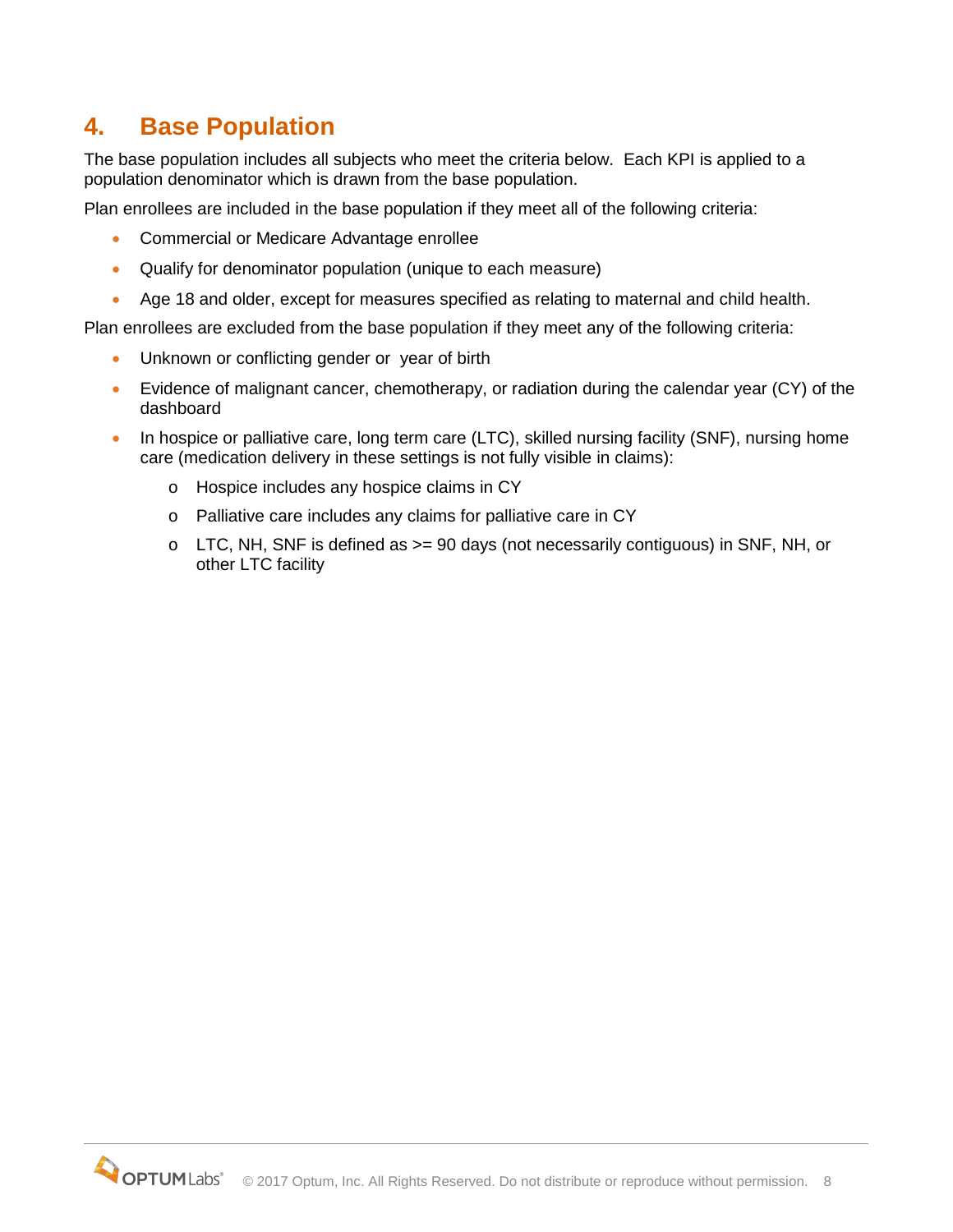## 4. Base Population

The base population includes all subjects who meet the criteria below. Each KPI is applied to a population denominator which is drawn from the base population.

Plan enrollees are included in the base population if they meet all of the following criteria:

- Commercial or Medicare Advantage enrollee
- Qualify for denominator population (unique to each measure)
- Age 18 and older, except for measures specified as relating to maternal and child health.

Plan enrollees are excluded from the base population if they meet any of the following criteria:

- Unknown or conflicting gender or year of birth
- Evidence of malignant cancer, chemotherapy, or radiation during the calendar year (CY) of the dashboard
- In hospice or palliative care, long term care (LTC), skilled nursing facility (SNF), nursing home care (medication delivery in these settings is not fully visible in claims):
  - Hospice includes any hospice claims in CY
  - Palliative care includes any claims for palliative care in CY
  - LTC, NH, SNF is defined as >= 90 days (not necessarily contiguous) in SNF, NH, or other LTC facility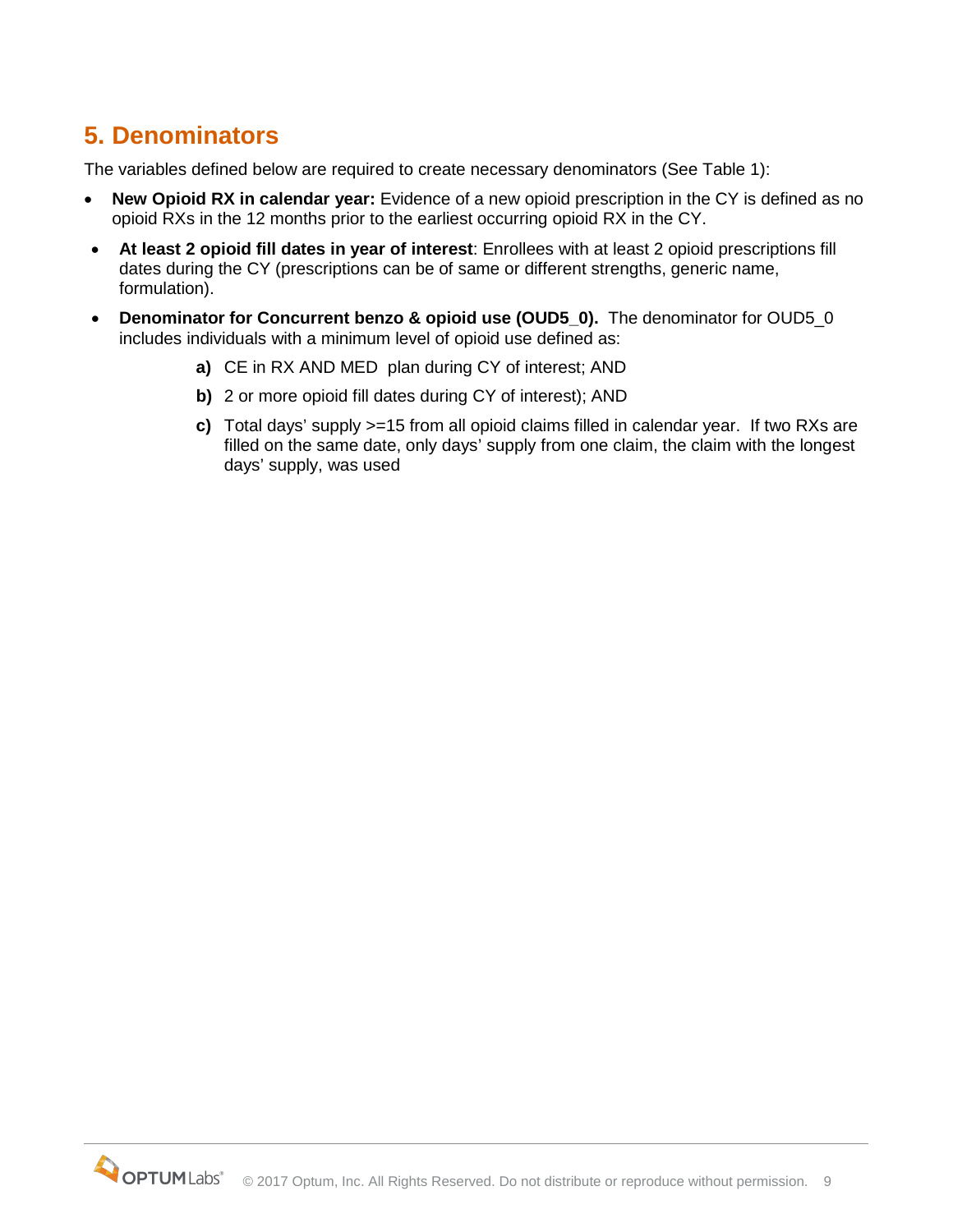## 5. Denominators

The variables defined below are required to create necessary denominators (See Table 1):

- **New Opioid RX in calendar year:** Evidence of a new opioid prescription in the CY is defined as no opioid RXs in the 12 months prior to the earliest occurring opioid RX in the CY.
- **At least 2 opioid fill dates in year of interest**: Enrollees with at least 2 opioid prescriptions fill dates during the CY (prescriptions can be of same or different strengths, generic name, formulation).
- **Denominator for Concurrent benzo & opioid use (OUD5_0).** The denominator for OUD5_0 includes individuals with a minimum level of opioid use defined as:
    - **a)** CE in RX AND MED plan during CY of interest; AND
    - **b)** 2 or more opioid fill dates during CY of interest); AND
    - **c)** Total days' supply >=15 from all opioid claims filled in calendar year. If two RXs are filled on the same date, only days' supply from one claim, the claim with the longest days' supply, was used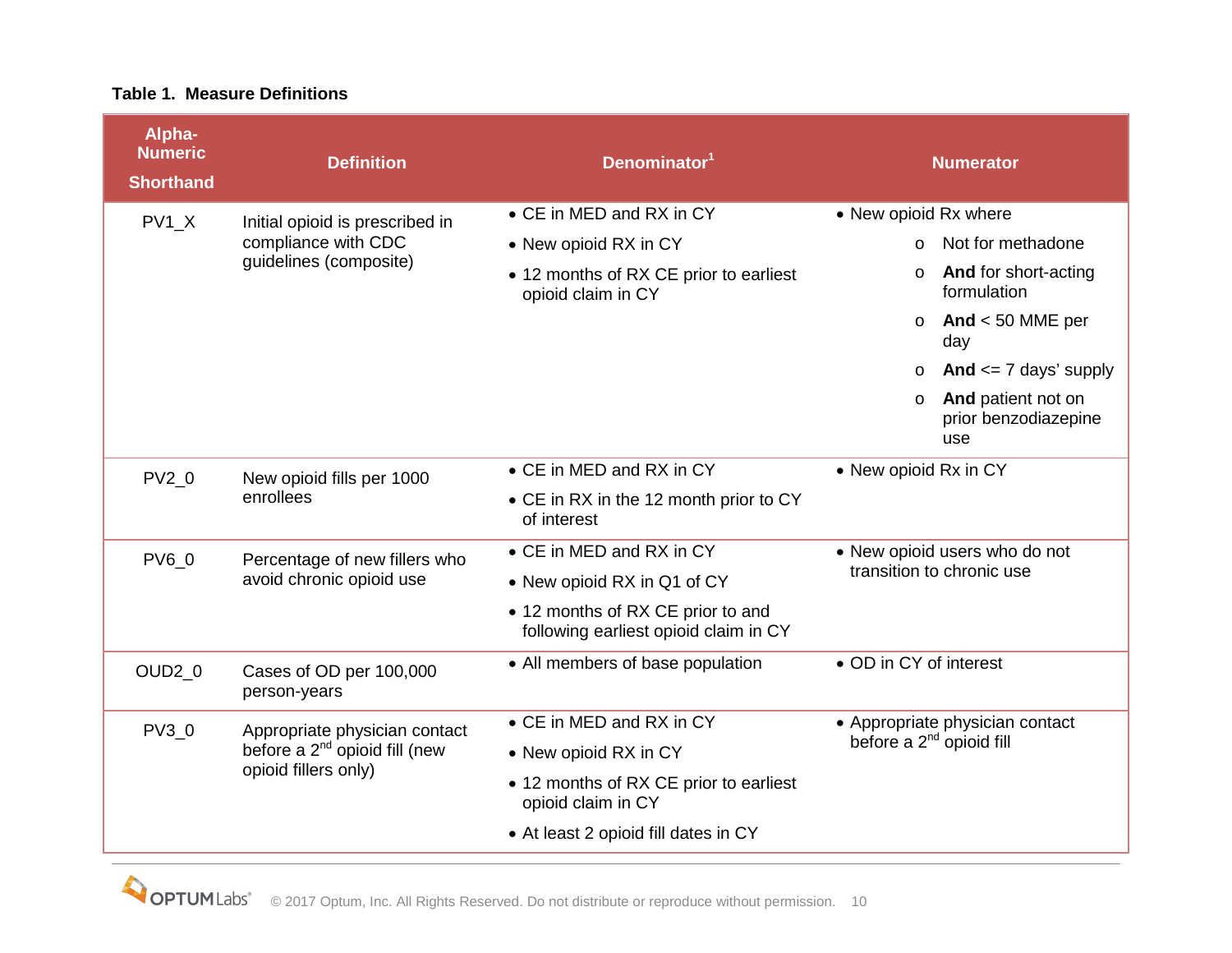**Table 1. Measure Definitions**

| Alpha-Numeric Shorthand | Definition | Denominator[1] | Numerator |
|---|---|---|---|
| PV1_X | Initial opioid is prescribed in compliance with CDC guidelines (composite) | • CE in MED and RX in CY<br>• New opioid RX in CY<br>• 12 months of RX CE prior to earliest opioid claim in CY | • New opioid Rx where<br>o Not for methadone<br>o **And** for short-acting formulation<br>o **And** < 50 MME per day<br>o **And** <= 7 days' supply<br>o **And** patient not on prior benzodiazepine use |
| PV2_0 | New opioid fills per 1000 enrollees | • CE in MED and RX in CY<br>• CE in RX in the 12 month prior to CY of interest | • New opioid Rx in CY |
| PV6_0 | Percentage of new fillers who avoid chronic opioid use | • CE in MED and RX in CY<br>• New opioid RX in Q1 of CY<br>• 12 months of RX CE prior to and following earliest opioid claim in CY | • New opioid users who do not transition to chronic use |
| OUD2_0 | Cases of OD per 100,000 person-years | • All members of base population | • OD in CY of interest |
| PV3_0 | Appropriate physician contact before a 2nd opioid fill (new opioid fillers only) | • CE in MED and RX in CY<br>• New opioid RX in CY<br>• 12 months of RX CE prior to earliest opioid claim in CY<br>• At least 2 opioid fill dates in CY | • Appropriate physician contact before a 2nd opioid fill |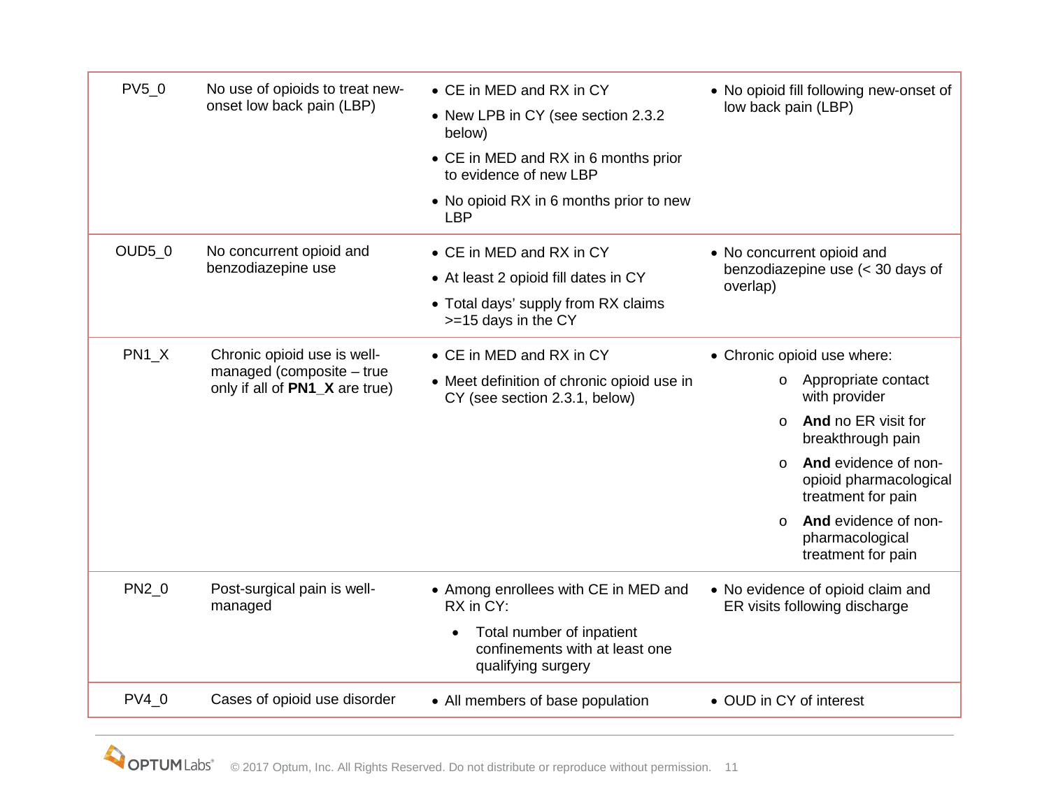| | | | |
|---|---|---|---|
| PV5_0 | No use of opioids to treat new-onset low back pain (LBP) | • CE in MED and RX in CY<br>• New LPB in CY (see section 2.3.2 below)<br>• CE in MED and RX in 6 months prior to evidence of new LBP<br>• No opioid RX in 6 months prior to new LBP | • No opioid fill following new-onset of low back pain (LBP) |
| OUD5_0 | No concurrent opioid and benzodiazepine use | • CE in MED and RX in CY<br>• At least 2 opioid fill dates in CY<br>• Total days' supply from RX claims >=15 days in the CY | • No concurrent opioid and benzodiazepine use (< 30 days of overlap) |
| PN1_X | Chronic opioid use is well-managed (composite – true only if all of **PN1_X** are true) | • CE in MED and RX in CY<br>• Meet definition of chronic opioid use in CY (see section 2.3.1, below) | • Chronic opioid use where:<br>o Appropriate contact with provider<br>o **And** no ER visit for breakthrough pain<br>o **And** evidence of non-opioid pharmacological treatment for pain<br>o **And** evidence of non-pharmacological treatment for pain |
| PN2_0 | Post-surgical pain is well-managed | • Among enrollees with CE in MED and RX in CY:<br>• Total number of inpatient confinements with at least one qualifying surgery | • No evidence of opioid claim and ER visits following discharge |
| PV4_0 | Cases of opioid use disorder | • All members of base population | • OUD in CY of interest |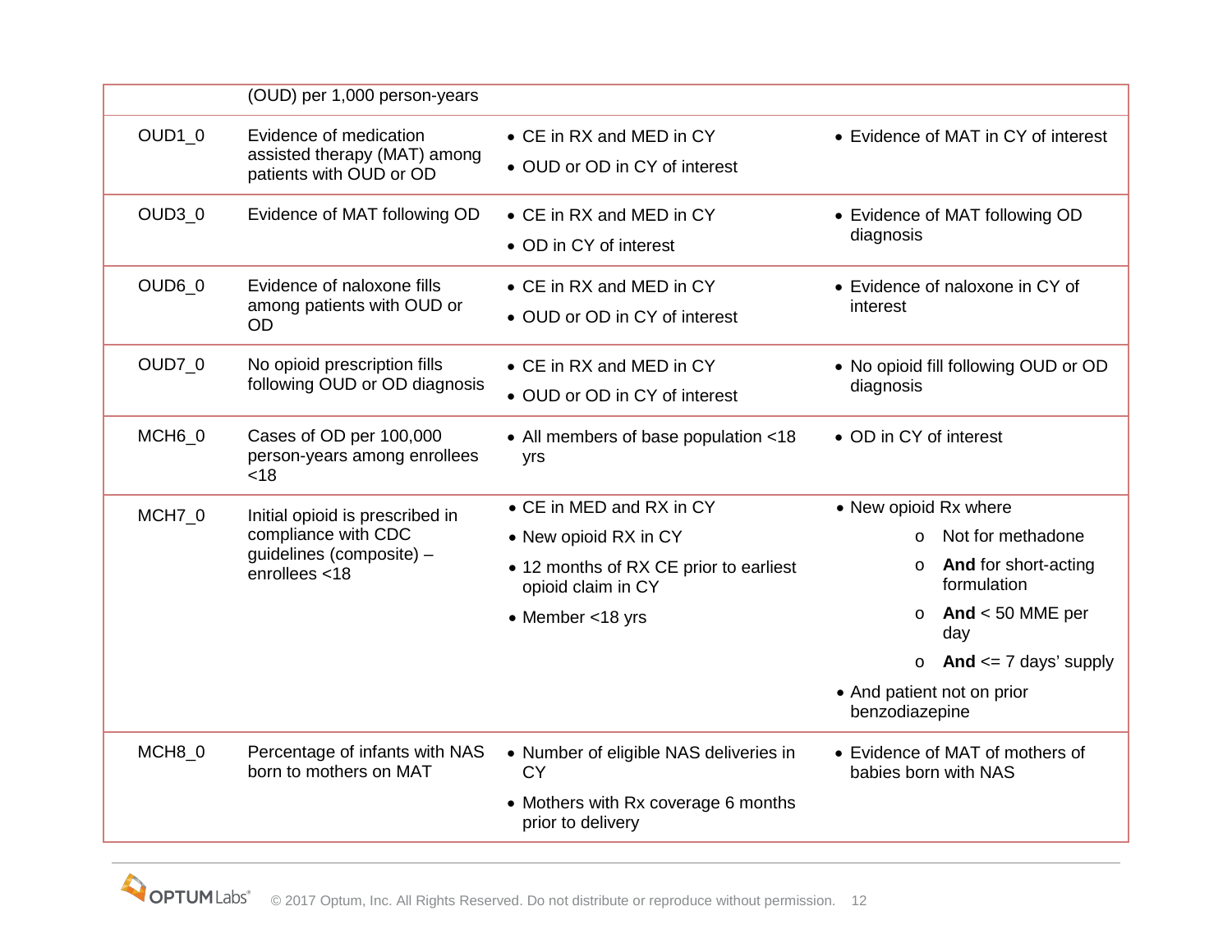|  |  |  |  |
|---|---|---|---|
|  | (OUD) per 1,000 person-years |  |  |
| OUD1_0 | Evidence of medication assisted therapy (MAT) among patients with OUD or OD | • CE in RX and MED in CY<br>• OUD or OD in CY of interest | • Evidence of MAT in CY of interest |
| OUD3_0 | Evidence of MAT following OD | • CE in RX and MED in CY<br>• OD in CY of interest | • Evidence of MAT following OD diagnosis |
| OUD6_0 | Evidence of naloxone fills among patients with OUD or OD | • CE in RX and MED in CY<br>• OUD or OD in CY of interest | • Evidence of naloxone in CY of interest |
| OUD7_0 | No opioid prescription fills following OUD or OD diagnosis | • CE in RX and MED in CY<br>• OUD or OD in CY of interest | • No opioid fill following OUD or OD diagnosis |
| MCH6_0 | Cases of OD per 100,000 person-years among enrollees <18 | • All members of base population <18 yrs | • OD in CY of interest |
| MCH7_0 | Initial opioid is prescribed in compliance with CDC guidelines (composite) – enrollees <18 | • CE in MED and RX in CY<br>• New opioid RX in CY<br>• 12 months of RX CE prior to earliest opioid claim in CY<br>• Member <18 yrs | • New opioid Rx where<br>o Not for methadone<br>o **And** for short-acting formulation<br>o **And** < 50 MME per day<br>o **And** <= 7 days' supply<br>• And patient not on prior benzodiazepine |
| MCH8_0 | Percentage of infants with NAS born to mothers on MAT | • Number of eligible NAS deliveries in CY<br>• Mothers with Rx coverage 6 months prior to delivery | • Evidence of MAT of mothers of babies born with NAS |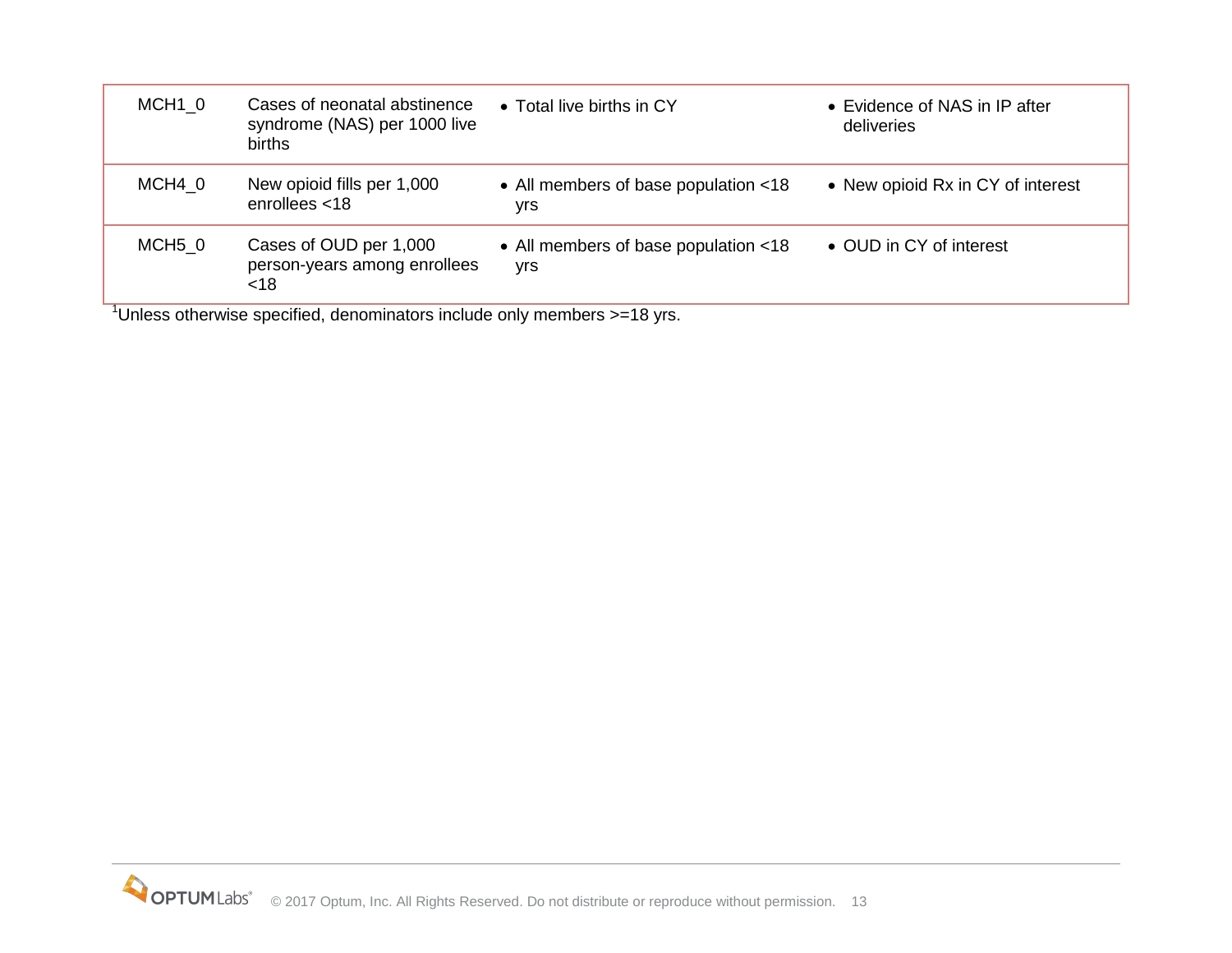| | | | |
|---|---|---|---|
| MCH1_0 | Cases of neonatal abstinence syndrome (NAS) per 1000 live births | • Total live births in CY | • Evidence of NAS in IP after deliveries |
| MCH4_0 | New opioid fills per 1,000 enrollees <18 | • All members of base population <18 yrs | • New opioid Rx in CY of interest |
| MCH5_0 | Cases of OUD per 1,000 person-years among enrollees <18 | • All members of base population <18 yrs | • OUD in CY of interest |

[1]Unless otherwise specified, denominators include only members >=18 yrs.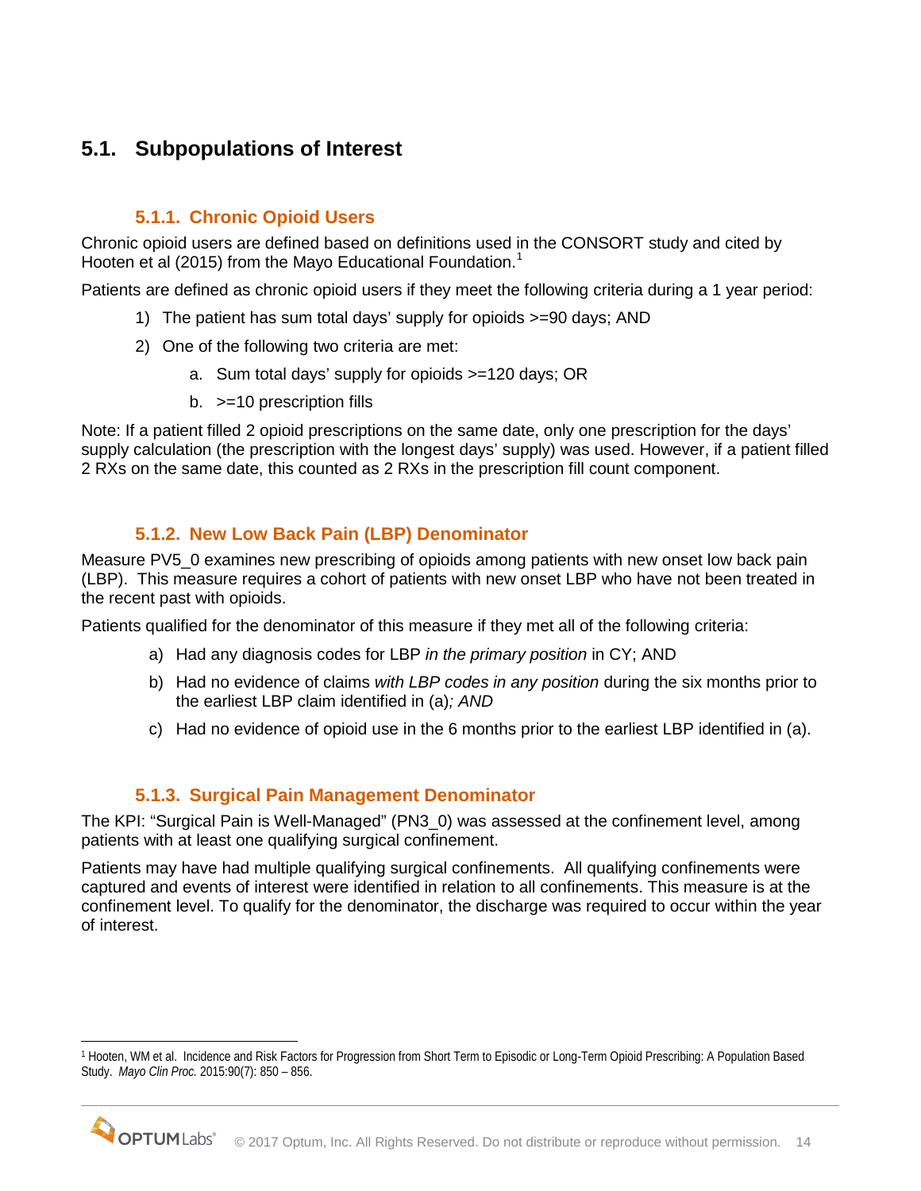## 5.1. Subpopulations of Interest

### 5.1.1. Chronic Opioid Users

Chronic opioid users are defined based on definitions used in the CONSORT study and cited by Hooten et al (2015) from the Mayo Educational Foundation.[1]

Patients are defined as chronic opioid users if they meet the following criteria during a 1 year period:

1) The patient has sum total days' supply for opioids >=90 days; AND
2) One of the following two criteria are met:
   a. Sum total days' supply for opioids >=120 days; OR
   b. >=10 prescription fills

Note: If a patient filled 2 opioid prescriptions on the same date, only one prescription for the days' supply calculation (the prescription with the longest days' supply) was used. However, if a patient filled 2 RXs on the same date, this counted as 2 RXs in the prescription fill count component.

### 5.1.2. New Low Back Pain (LBP) Denominator

Measure PV5_0 examines new prescribing of opioids among patients with new onset low back pain (LBP). This measure requires a cohort of patients with new onset LBP who have not been treated in the recent past with opioids.

Patients qualified for the denominator of this measure if they met all of the following criteria:

a) Had any diagnosis codes for LBP *in the primary position* in CY; AND
b) Had no evidence of claims *with LBP codes in any position* during the six months prior to the earliest LBP claim identified in (a)*; AND*
c) Had no evidence of opioid use in the 6 months prior to the earliest LBP identified in (a).

### 5.1.3. Surgical Pain Management Denominator

The KPI: "Surgical Pain is Well-Managed" (PN3_0) was assessed at the confinement level, among patients with at least one qualifying surgical confinement.

Patients may have had multiple qualifying surgical confinements. All qualifying confinements were captured and events of interest were identified in relation to all confinements. This measure is at the confinement level. To qualify for the denominator, the discharge was required to occur within the year of interest.

---

[1] Hooten, WM et al. Incidence and Risk Factors for Progression from Short Term to Episodic or Long-Term Opioid Prescribing: A Population Based Study. *Mayo Clin Proc.* 2015:90(7): 850 – 856.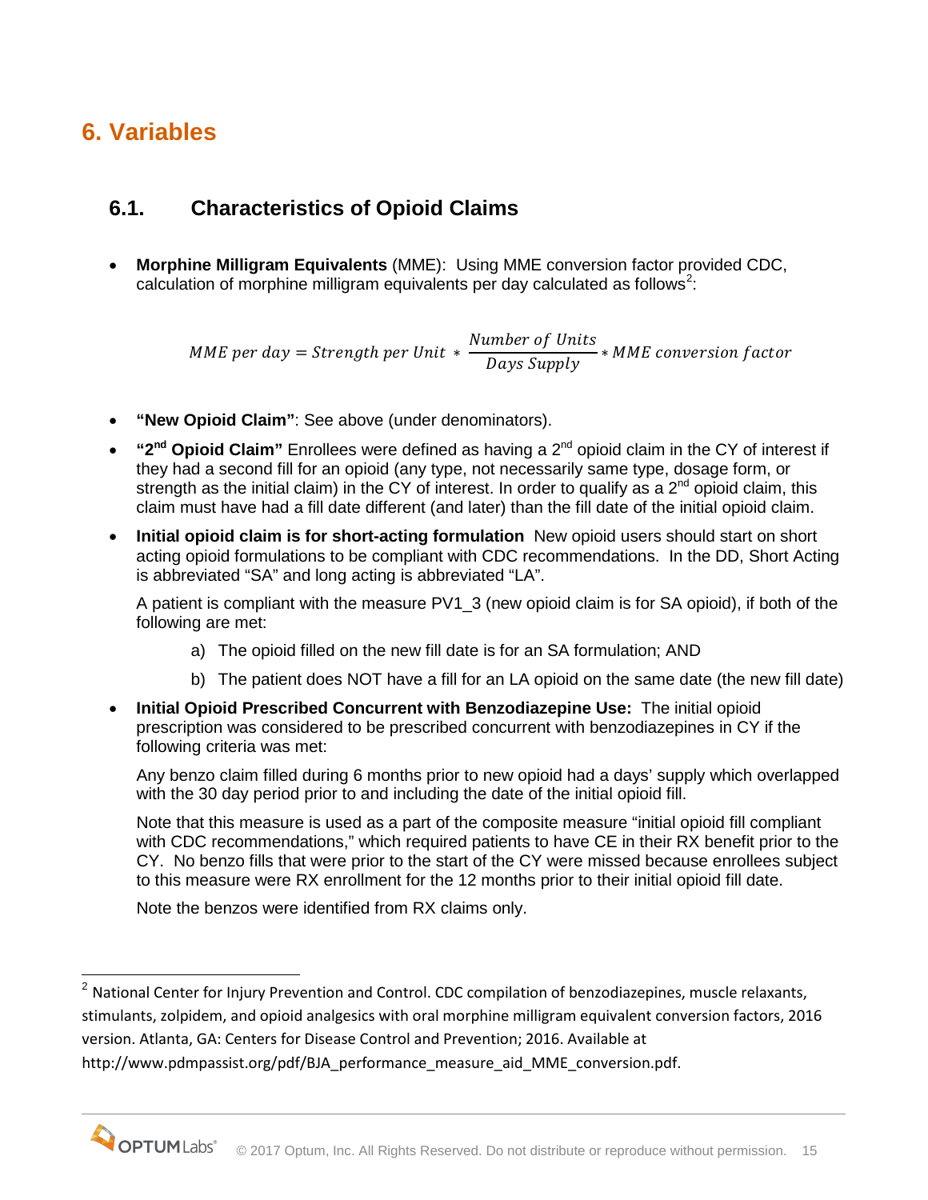# 6. Variables

## 6.1. Characteristics of Opioid Claims

- **Morphine Milligram Equivalents** (MME): Using MME conversion factor provided CDC, calculation of morphine milligram equivalents per day calculated as follows[2]:

$$MME\ per\ day = Strength\ per\ Unit * \frac{Number\ of\ Units}{Days\ Supply} * MME\ conversion\ factor$$

- **"New Opioid Claim"**: See above (under denominators).
- **"2nd Opioid Claim"** Enrollees were defined as having a 2nd opioid claim in the CY of interest if they had a second fill for an opioid (any type, not necessarily same type, dosage form, or strength as the initial claim) in the CY of interest. In order to qualify as a 2nd opioid claim, this claim must have had a fill date different (and later) than the fill date of the initial opioid claim.
- **Initial opioid claim is for short-acting formulation** New opioid users should start on short acting opioid formulations to be compliant with CDC recommendations. In the DD, Short Acting is abbreviated "SA" and long acting is abbreviated "LA".

  A patient is compliant with the measure PV1_3 (new opioid claim is for SA opioid), if both of the following are met:

  a) The opioid filled on the new fill date is for an SA formulation; AND

  b) The patient does NOT have a fill for an LA opioid on the same date (the new fill date)

- **Initial Opioid Prescribed Concurrent with Benzodiazepine Use:** The initial opioid prescription was considered to be prescribed concurrent with benzodiazepines in CY if the following criteria was met:

  Any benzo claim filled during 6 months prior to new opioid had a days' supply which overlapped with the 30 day period prior to and including the date of the initial opioid fill.

  Note that this measure is used as a part of the composite measure "initial opioid fill compliant with CDC recommendations," which required patients to have CE in their RX benefit prior to the CY. No benzo fills that were prior to the start of the CY were missed because enrollees subject to this measure were RX enrollment for the 12 months prior to their initial opioid fill date.

  Note the benzos were identified from RX claims only.

---

[2] National Center for Injury Prevention and Control. CDC compilation of benzodiazepines, muscle relaxants, stimulants, zolpidem, and opioid analgesics with oral morphine milligram equivalent conversion factors, 2016 version. Atlanta, GA: Centers for Disease Control and Prevention; 2016. Available at http://www.pdmpassist.org/pdf/BJA_performance_measure_aid_MME_conversion.pdf.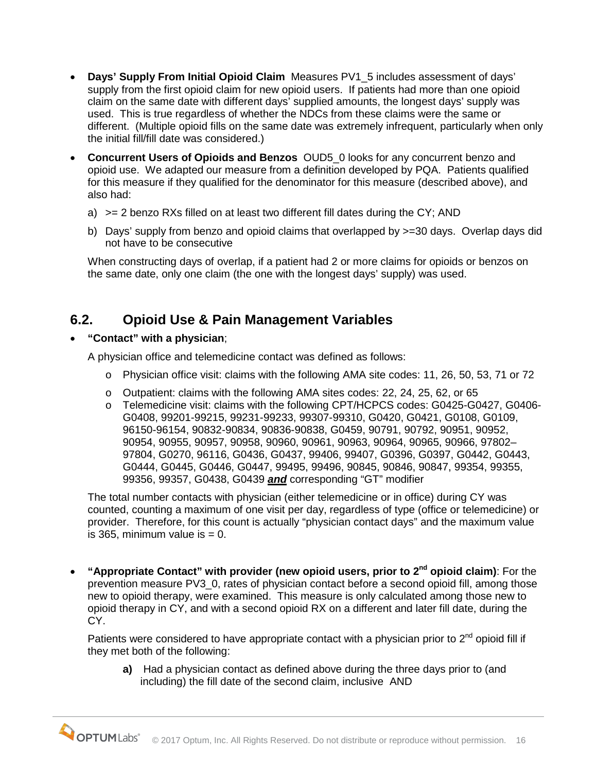- **Days' Supply From Initial Opioid Claim** Measures PV1_5 includes assessment of days' supply from the first opioid claim for new opioid users. If patients had more than one opioid claim on the same date with different days' supplied amounts, the longest days' supply was used. This is true regardless of whether the NDCs from these claims were the same or different. (Multiple opioid fills on the same date was extremely infrequent, particularly when only the initial fill/fill date was considered.)
- **Concurrent Users of Opioids and Benzos** OUD5_0 looks for any concurrent benzo and opioid use. We adapted our measure from a definition developed by PQA. Patients qualified for this measure if they qualified for the denominator for this measure (described above), and also had:

  a) >= 2 benzo RXs filled on at least two different fill dates during the CY; AND

  b) Days' supply from benzo and opioid claims that overlapped by >=30 days. Overlap days did not have to be consecutive

  When constructing days of overlap, if a patient had 2 or more claims for opioids or benzos on the same date, only one claim (the one with the longest days' supply) was used.

## 6.2. Opioid Use & Pain Management Variables

- **"Contact" with a physician**;

  A physician office and telemedicine contact was defined as follows:

  - Physician office visit: claims with the following AMA site codes: 11, 26, 50, 53, 71 or 72
  - Outpatient: claims with the following AMA sites codes: 22, 24, 25, 62, or 65
  - Telemedicine visit: claims with the following CPT/HCPCS codes: G0425-G0427, G0406-G0408, 99201-99215, 99231-99233, 99307-99310, G0420, G0421, G0108, G0109, 96150-96154, 90832-90834, 90836-90838, G0459, 90791, 90792, 90951, 90952, 90954, 90955, 90957, 90958, 90960, 90961, 90963, 90964, 90965, 90966, 97802–97804, G0270, 96116, G0436, G0437, 99406, 99407, G0396, G0397, G0442, G0443, G0444, G0445, G0446, G0447, 99495, 99496, 90845, 90846, 90847, 99354, 99355, 99356, 99357, G0438, G0439 ***and*** corresponding "GT" modifier

  The total number contacts with physician (either telemedicine or in office) during CY was counted, counting a maximum of one visit per day, regardless of type (office or telemedicine) or provider. Therefore, for this count is actually "physician contact days" and the maximum value is 365, minimum value is = 0.

- **"Appropriate Contact" with provider (new opioid users, prior to 2nd opioid claim)**: For the prevention measure PV3_0, rates of physician contact before a second opioid fill, among those new to opioid therapy, were examined. This measure is only calculated among those new to opioid therapy in CY, and with a second opioid RX on a different and later fill date, during the CY.

  Patients were considered to have appropriate contact with a physician prior to 2nd opioid fill if they met both of the following:

  **a)** Had a physician contact as defined above during the three days prior to (and including) the fill date of the second claim, inclusive AND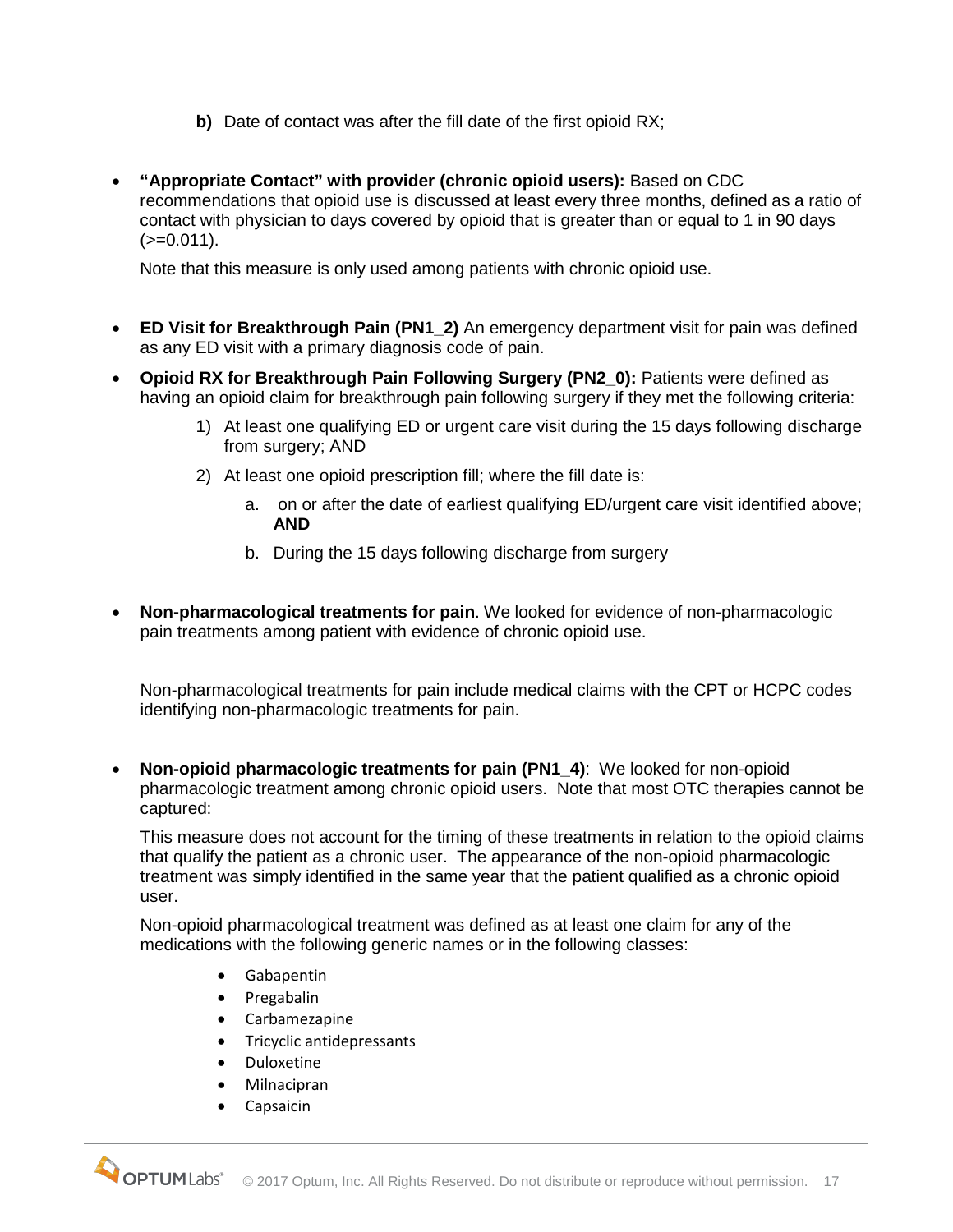b) Date of contact was after the fill date of the first opioid RX;

- **"Appropriate Contact" with provider (chronic opioid users):** Based on CDC recommendations that opioid use is discussed at least every three months, defined as a ratio of contact with physician to days covered by opioid that is greater than or equal to 1 in 90 days (>=0.011).

  Note that this measure is only used among patients with chronic opioid use.

- **ED Visit for Breakthrough Pain (PN1_2)** An emergency department visit for pain was defined as any ED visit with a primary diagnosis code of pain.
- **Opioid RX for Breakthrough Pain Following Surgery (PN2_0):** Patients were defined as having an opioid claim for breakthrough pain following surgery if they met the following criteria:
  1) At least one qualifying ED or urgent care visit during the 15 days following discharge from surgery; AND
  2) At least one opioid prescription fill; where the fill date is:
     a. on or after the date of earliest qualifying ED/urgent care visit identified above; **AND**
     b. During the 15 days following discharge from surgery

- **Non-pharmacological treatments for pain**. We looked for evidence of non-pharmacologic pain treatments among patient with evidence of chronic opioid use.

  Non-pharmacological treatments for pain include medical claims with the CPT or HCPC codes identifying non-pharmacologic treatments for pain.

- **Non-opioid pharmacologic treatments for pain (PN1_4)**: We looked for non-opioid pharmacologic treatment among chronic opioid users. Note that most OTC therapies cannot be captured:

  This measure does not account for the timing of these treatments in relation to the opioid claims that qualify the patient as a chronic user. The appearance of the non-opioid pharmacologic treatment was simply identified in the same year that the patient qualified as a chronic opioid user.

  Non-opioid pharmacological treatment was defined as at least one claim for any of the medications with the following generic names or in the following classes:

  - Gabapentin
  - Pregabalin
  - Carbamezapine
  - Tricyclic antidepressants
  - Duloxetine
  - Milnacipran
  - Capsaicin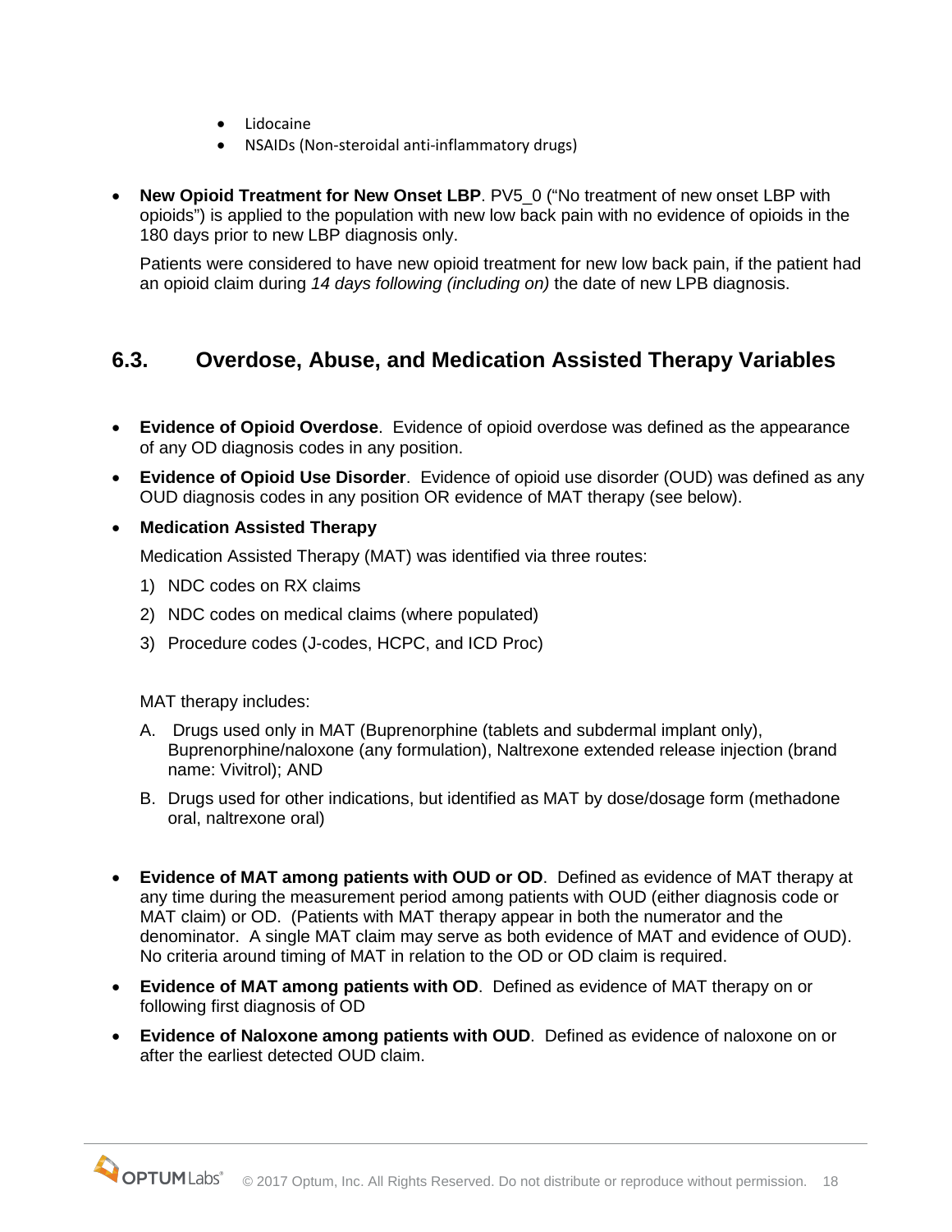- Lidocaine
- NSAIDs (Non-steroidal anti-inflammatory drugs)

- **New Opioid Treatment for New Onset LBP**. PV5_0 ("No treatment of new onset LBP with opioids") is applied to the population with new low back pain with no evidence of opioids in the 180 days prior to new LBP diagnosis only.

  Patients were considered to have new opioid treatment for new low back pain, if the patient had an opioid claim during *14 days following (including on)* the date of new LPB diagnosis.

## 6.3. Overdose, Abuse, and Medication Assisted Therapy Variables

- **Evidence of Opioid Overdose**. Evidence of opioid overdose was defined as the appearance of any OD diagnosis codes in any position.
- **Evidence of Opioid Use Disorder**. Evidence of opioid use disorder (OUD) was defined as any OUD diagnosis codes in any position OR evidence of MAT therapy (see below).
- **Medication Assisted Therapy**

  Medication Assisted Therapy (MAT) was identified via three routes:

  1) NDC codes on RX claims
  2) NDC codes on medical claims (where populated)
  3) Procedure codes (J-codes, HCPC, and ICD Proc)

  MAT therapy includes:

  A. Drugs used only in MAT (Buprenorphine (tablets and subdermal implant only), Buprenorphine/naloxone (any formulation), Naltrexone extended release injection (brand name: Vivitrol); AND

  B. Drugs used for other indications, but identified as MAT by dose/dosage form (methadone oral, naltrexone oral)

- **Evidence of MAT among patients with OUD or OD**. Defined as evidence of MAT therapy at any time during the measurement period among patients with OUD (either diagnosis code or MAT claim) or OD. (Patients with MAT therapy appear in both the numerator and the denominator. A single MAT claim may serve as both evidence of MAT and evidence of OUD). No criteria around timing of MAT in relation to the OD or OD claim is required.
- **Evidence of MAT among patients with OD**. Defined as evidence of MAT therapy on or following first diagnosis of OD
- **Evidence of Naloxone among patients with OUD**. Defined as evidence of naloxone on or after the earliest detected OUD claim.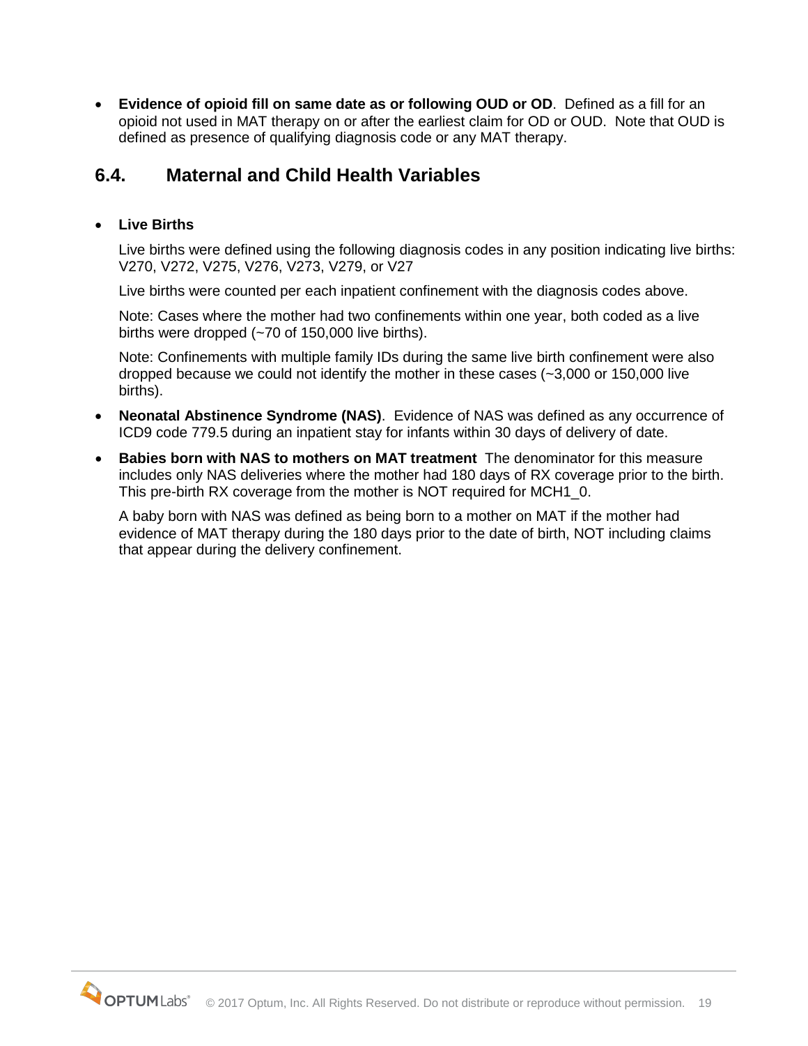- **Evidence of opioid fill on same date as or following OUD or OD**. Defined as a fill for an opioid not used in MAT therapy on or after the earliest claim for OD or OUD. Note that OUD is defined as presence of qualifying diagnosis code or any MAT therapy.

## 6.4. Maternal and Child Health Variables

- **Live Births**

  Live births were defined using the following diagnosis codes in any position indicating live births: V270, V272, V275, V276, V273, V279, or V27

  Live births were counted per each inpatient confinement with the diagnosis codes above.

  Note: Cases where the mother had two confinements within one year, both coded as a live births were dropped (~70 of 150,000 live births).

  Note: Confinements with multiple family IDs during the same live birth confinement were also dropped because we could not identify the mother in these cases (~3,000 or 150,000 live births).

- **Neonatal Abstinence Syndrome (NAS)**. Evidence of NAS was defined as any occurrence of ICD9 code 779.5 during an inpatient stay for infants within 30 days of delivery of date.

- **Babies born with NAS to mothers on MAT treatment** The denominator for this measure includes only NAS deliveries where the mother had 180 days of RX coverage prior to the birth. This pre-birth RX coverage from the mother is NOT required for MCH1_0.

  A baby born with NAS was defined as being born to a mother on MAT if the mother had evidence of MAT therapy during the 180 days prior to the date of birth, NOT including claims that appear during the delivery confinement.